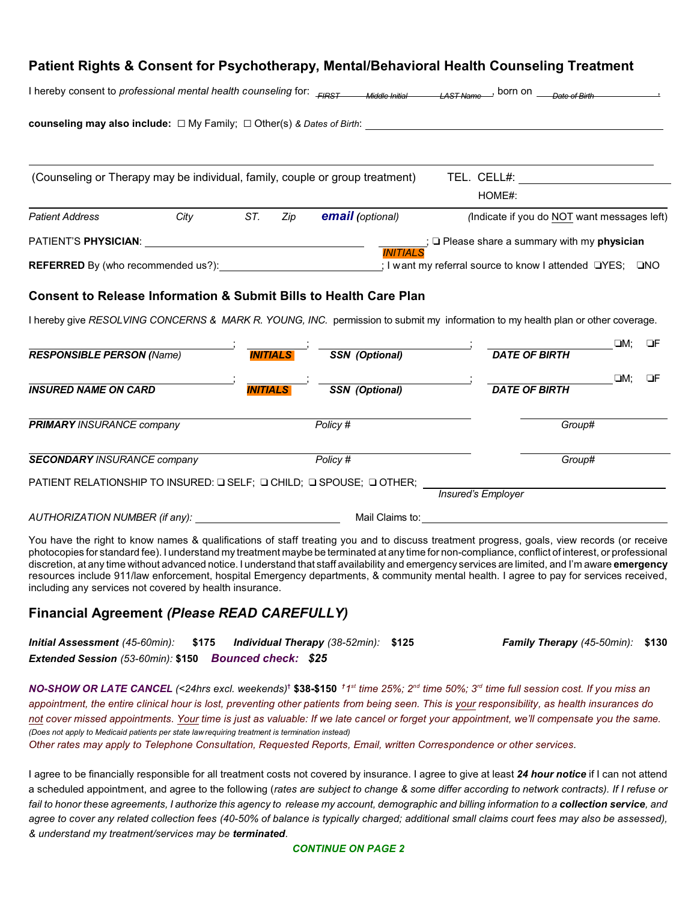## Patient Rights & Consent for Psychotherapy, Mental/Behavioral Health Counseling Treatment

I hereby consent to *professional mental health counseling* for: ~~*FIRST Middle Initial LAST Name*~~, born on ~~*Date of Birth*~~,

**counseling may also include:** ☐ My Family; ☐ Other(s) *& Dates of Birth*: ______________________________

______________________________________________________________________________

(Counseling or Therapy may be individual, family, couple or group treatment) TEL. CELL#: ____________________

HOME#:

*Patient Address* *City* *ST.* *Zip* ***email*** *(optional)* *(Indicate if you do NOT want messages left)*

PATIENT'S **PHYSICIAN**: ______________________________ ________; ❑ Please share a summary with my **physician**
*INITIALS*

**REFERRED** By (who recommended us?):______________________; I want my referral source to know I attended ❑YES; ❑NO

## Consent to Release Information & Submit Bills to Health Care Plan

I hereby give *RESOLVING CONCERNS & MARK R. YOUNG, INC.* permission to submit my information to my health plan or other coverage.

______________________; ________; ______________________; ______________________ ❑M; ❑F
***RESPONSIBLE PERSON (****Name)* ***INITIALS*** ***SSN (Optional)*** ***DATE OF BIRTH***

______________________; ________; ______________________; ______________________ ❑M; ❑F
***INSURED NAME ON CARD*** ***INITIALS*** ***SSN (Optional)*** ***DATE OF BIRTH***

______________________________________________________ ______________________
***PRIMARY*** *INSURANCE company* *Policy #* *Group#*

______________________________________________________ ______________________
***SECONDARY*** *INSURANCE company* *Policy #* *Group#*

PATIENT RELATIONSHIP TO INSURED: ❑ SELF; ❑ CHILD; ❑ SPOUSE; ❑ OTHER; ______________________
*Insured's Employer*

*AUTHORIZATION NUMBER (if any):* ______________________ Mail Claims to: ______________________

You have the right to know names & qualifications of staff treating you and to discuss treatment progress, goals, view records (or receive photocopies for standard fee). I understand my treatment maybe be terminated at any time for non-compliance, conflict of interest, or professional discretion, at any time without advanced notice. I understand that staff availability and emergency services are limited, and I'm aware **emergency** resources include 911/law enforcement, hospital Emergency departments, & community mental health. I agree to pay for services received, including any services not covered by health insurance.

## Financial Agreement *(Please READ CAREFULLY)*

***Initial Assessment*** *(45-60min):* **$175** ***Individual Therapy*** *(38-52min):* **$125** ***Family Therapy*** *(45-50min):* **$130**
***Extended Session*** *(53-60min):* **$150** ***Bounced check: $25***

***NO-SHOW OR LATE CANCEL*** *(<24hrs excl. weekends)*† **$38-$150** *†1st time 25%; 2nd time 50%; 3rd time full session cost. If you miss an appointment, the entire clinical hour is lost, preventing other patients from being seen. This is your responsibility, as health insurances do not cover missed appointments. Your time is just as valuable: If we late cancel or forget your appointment, we'll compensate you the same.*
*(Does not apply to Medicaid patients per state law requiring treatment is termination instead)*
*Other rates may apply to Telephone Consultation, Requested Reports, Email, written Correspondence or other services.*

I agree to be financially responsible for all treatment costs not covered by insurance. I agree to give at least ***24 hour notice*** if I can not attend a scheduled appointment, and agree to the following (*rates are subject to change & some differ according to network contracts). If I refuse or fail to honor these agreements, I authorize this agency to release my account, demographic and billing information to a* ***collection service****, and agree to cover any related collection fees (40-50% of balance is typically charged; additional small claims court fees may also be assessed), & understand my treatment/services may be* ***terminated****.*

***CONTINUE ON PAGE 2***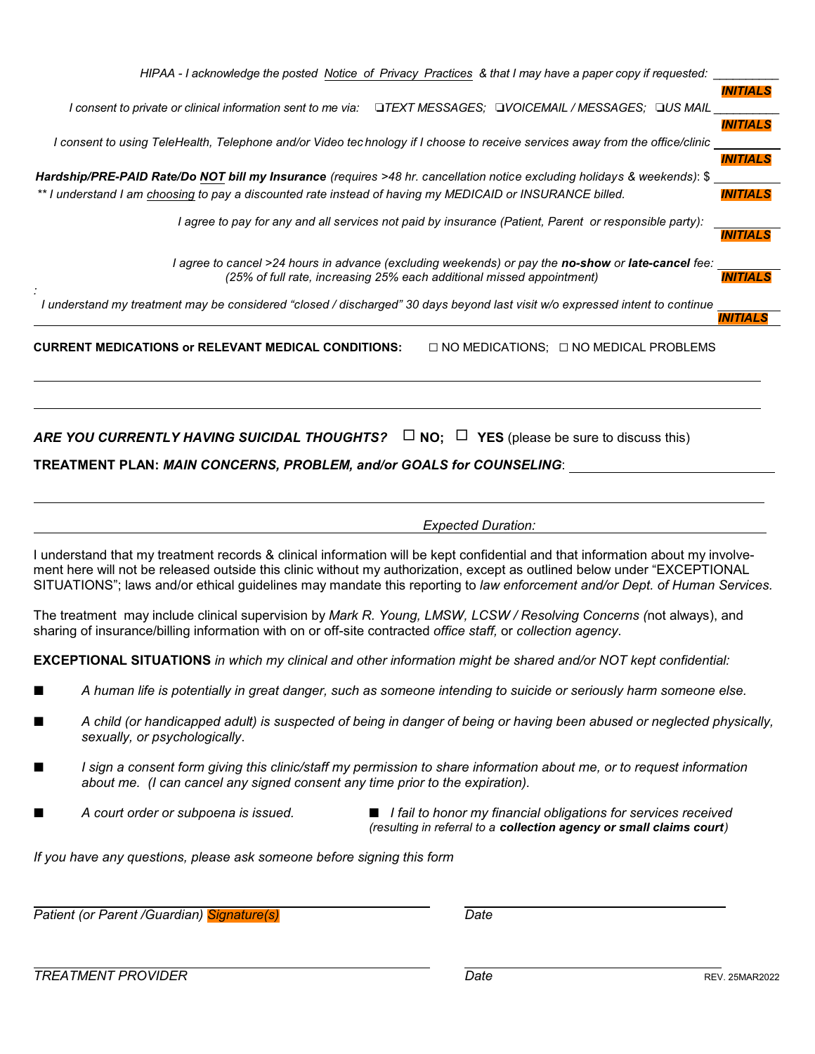*HIPAA - I acknowledge the posted Notice of Privacy Practices & that I may have a paper copy if requested:* __________ ***INITIALS***

*I consent to private or clinical information sent to me via:* ❑*TEXT MESSAGES;* ❑*VOICEMAIL / MESSAGES;* ❑*US MAIL* __________ ***INITIALS***

*I consent to using TeleHealth, Telephone and/or Video technology if I choose to receive services away from the office/clinic* __________ ***INITIALS***

***Hardship/PRE-PAID Rate/Do NOT bill my Insurance*** *(requires >48 hr. cancellation notice excluding holidays & weekends)*: $ __________
*** I understand I am choosing to pay a discounted rate instead of having my MEDICAID or INSURANCE billed.* ***INITIALS***

*I agree to pay for any and all services not paid by insurance (Patient, Parent or responsible party):* __________ ***INITIALS***

*I agree to cancel >24 hours in advance (excluding weekends) or pay the* ***no-show*** *or* ***late-cancel*** *fee:* __________
*(25% of full rate, increasing 25% each additional missed appointment)* ***INITIALS***

*I understand my treatment may be considered "closed / discharged" 30 days beyond last visit w/o expressed intent to continue* __________ ***INITIALS***

---

**CURRENT MEDICATIONS or RELEVANT MEDICAL CONDITIONS:** ☐ NO MEDICATIONS; ☐ NO MEDICAL PROBLEMS

______________________________________________________________________________

______________________________________________________________________________

***ARE YOU CURRENTLY HAVING SUICIDAL THOUGHTS?*** ☐ **NO;** ☐ **YES** (please be sure to discuss this)

**TREATMENT PLAN: *MAIN CONCERNS, PROBLEM, and/or GOALS for COUNSELING*:** ______________________________

______________________________________________________________________________

______________________________ *Expected Duration:* ______________________________

I understand that my treatment records & clinical information will be kept confidential and that information about my involvement here will not be released outside this clinic without my authorization, except as outlined below under "EXCEPTIONAL SITUATIONS"; laws and/or ethical guidelines may mandate this reporting to *law enforcement and/or Dept. of Human Services.*

The treatment may include clinical supervision by *Mark R. Young, LMSW, LCSW / Resolving Concerns (*not always), and sharing of insurance/billing information with on or off-site contracted *office staff,* or *collection agency.*

**EXCEPTIONAL SITUATIONS** *in which my clinical and other information might be shared and/or NOT kept confidential:*

- *A human life is potentially in great danger, such as someone intending to suicide or seriously harm someone else.*
- *A child (or handicapped adult) is suspected of being in danger of being or having been abused or neglected physically, sexually, or psychologically*.
- *I sign a consent form giving this clinic/staff my permission to share information about me, or to request information about me. (I can cancel any signed consent any time prior to the expiration).*
- *A court order or subpoena is issued.*
- *I fail to honor my financial obligations for services received (resulting in referral to a* ***collection agency or small claims court****)*

*If you have any questions, please ask someone before signing this form*

______________________________ ______________________________
*Patient (or Parent /Guardian) Signature(s)* *Date*

______________________________ ______________________________
*TREATMENT PROVIDER* *Date*

REV. 25MAR2022